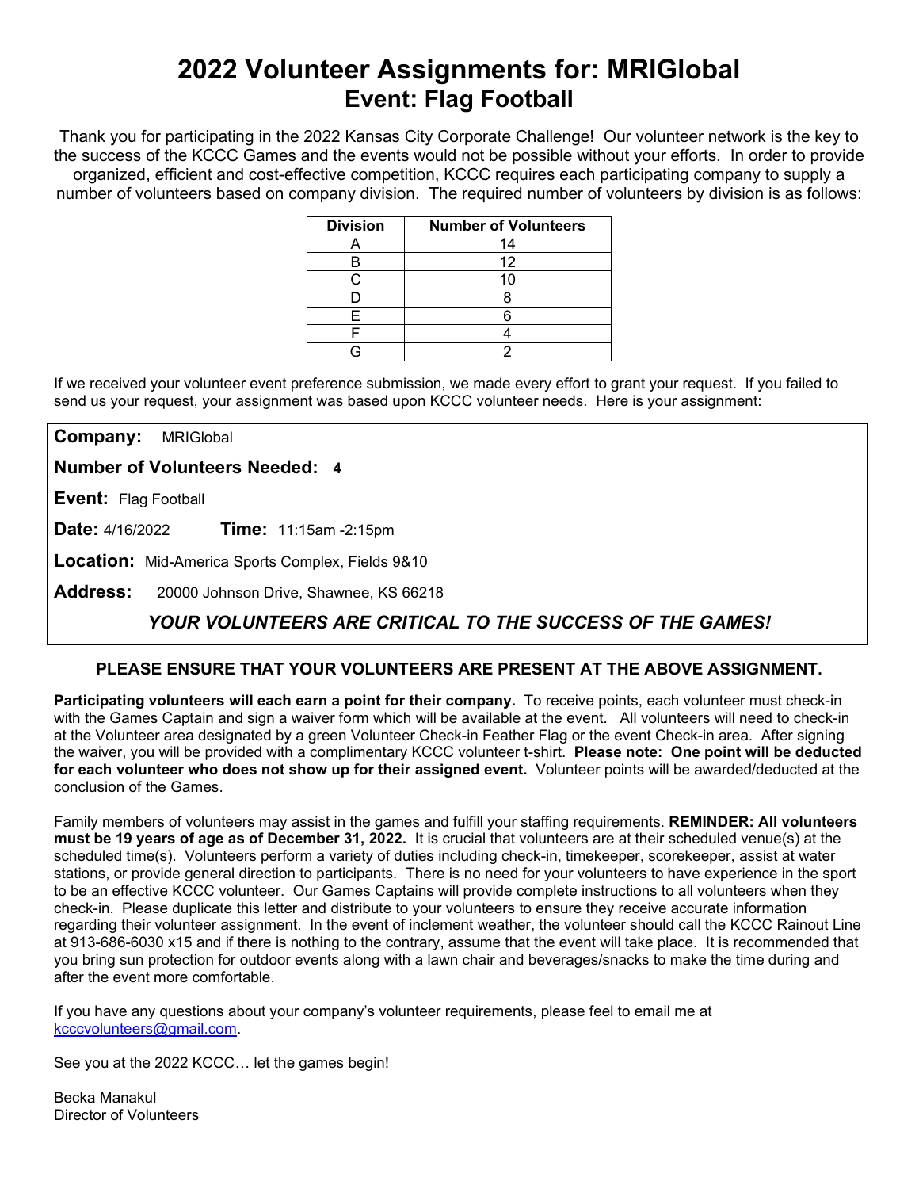# 2022 Volunteer Assignments for: MRIGlobal
## Event: Flag Football

Thank you for participating in the 2022 Kansas City Corporate Challenge! Our volunteer network is the key to the success of the KCCC Games and the events would not be possible without your efforts. In order to provide organized, efficient and cost-effective competition, KCCC requires each participating company to supply a number of volunteers based on company division. The required number of volunteers by division is as follows:

| Division | Number of Volunteers |
|---|---|
| A | 14 |
| B | 12 |
| C | 10 |
| D | 8 |
| E | 6 |
| F | 4 |
| G | 2 |

If we received your volunteer event preference submission, we made every effort to grant your request. If you failed to send us your request, your assignment was based upon KCCC volunteer needs. Here is your assignment:

**Company:** MRIGlobal

**Number of Volunteers Needed:** **4**

**Event:** Flag Football

**Date:** 4/16/2022 **Time:** 11:15am -2:15pm

**Location:** Mid-America Sports Complex, Fields 9&10

**Address:** 20000 Johnson Drive, Shawnee, KS 66218

***YOUR VOLUNTEERS ARE CRITICAL TO THE SUCCESS OF THE GAMES!***

**PLEASE ENSURE THAT YOUR VOLUNTEERS ARE PRESENT AT THE ABOVE ASSIGNMENT.**

**Participating volunteers will each earn a point for their company.** To receive points, each volunteer must check-in with the Games Captain and sign a waiver form which will be available at the event. All volunteers will need to check-in at the Volunteer area designated by a green Volunteer Check-in Feather Flag or the event Check-in area. After signing the waiver, you will be provided with a complimentary KCCC volunteer t-shirt. **Please note: One point will be deducted for each volunteer who does not show up for their assigned event.** Volunteer points will be awarded/deducted at the conclusion of the Games.

Family members of volunteers may assist in the games and fulfill your staffing requirements. **REMINDER: All volunteers must be 19 years of age as of December 31, 2022.** It is crucial that volunteers are at their scheduled venue(s) at the scheduled time(s). Volunteers perform a variety of duties including check-in, timekeeper, scorekeeper, assist at water stations, or provide general direction to participants. There is no need for your volunteers to have experience in the sport to be an effective KCCC volunteer. Our Games Captains will provide complete instructions to all volunteers when they check-in. Please duplicate this letter and distribute to your volunteers to ensure they receive accurate information regarding their volunteer assignment. In the event of inclement weather, the volunteer should call the KCCC Rainout Line at 913-686-6030 x15 and if there is nothing to the contrary, assume that the event will take place. It is recommended that you bring sun protection for outdoor events along with a lawn chair and beverages/snacks to make the time during and after the event more comfortable.

If you have any questions about your company's volunteer requirements, please feel to email me at kcccvolunteers@gmail.com.

See you at the 2022 KCCC… let the games begin!

Becka Manakul
Director of Volunteers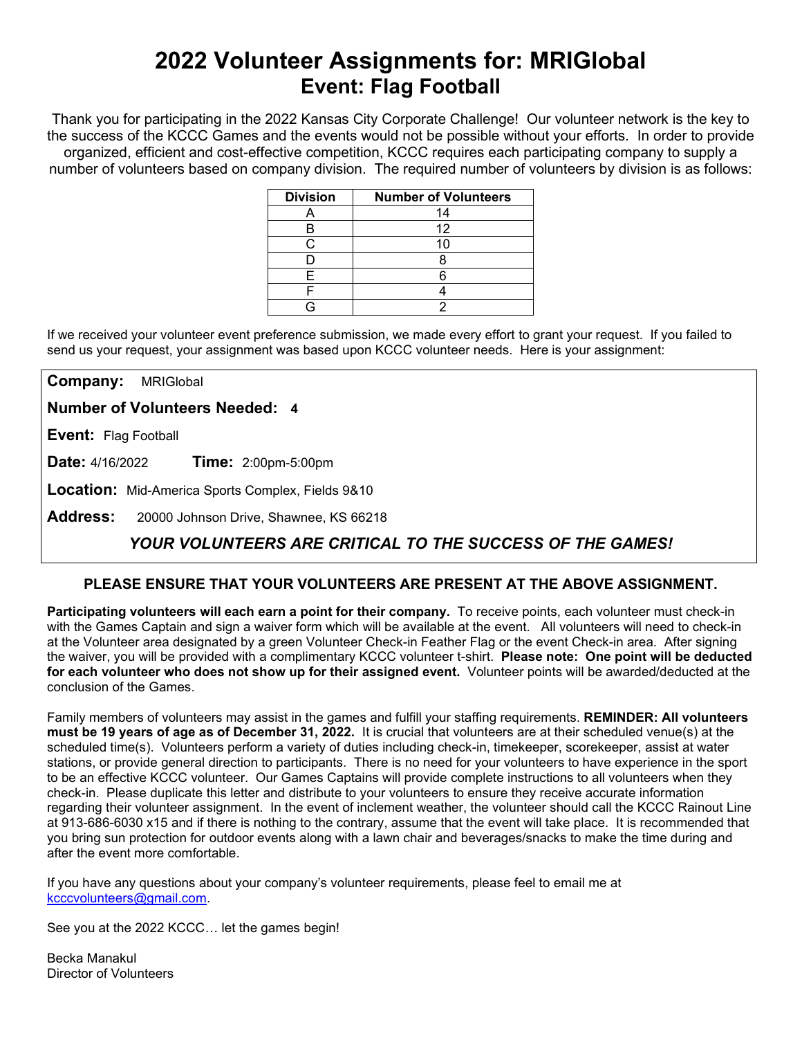# 2022 Volunteer Assignments for: MRIGlobal
## Event: Flag Football

Thank you for participating in the 2022 Kansas City Corporate Challenge! Our volunteer network is the key to the success of the KCCC Games and the events would not be possible without your efforts. In order to provide organized, efficient and cost-effective competition, KCCC requires each participating company to supply a number of volunteers based on company division. The required number of volunteers by division is as follows:

| Division | Number of Volunteers |
|---|---|
| A | 14 |
| B | 12 |
| C | 10 |
| D | 8 |
| E | 6 |
| F | 4 |
| G | 2 |

If we received your volunteer event preference submission, we made every effort to grant your request. If you failed to send us your request, your assignment was based upon KCCC volunteer needs. Here is your assignment:

**Company:** MRIGlobal

**Number of Volunteers Needed:** **4**

**Event:** Flag Football

**Date:** 4/16/2022 **Time:** 2:00pm-5:00pm

**Location:** Mid-America Sports Complex, Fields 9&10

**Address:** 20000 Johnson Drive, Shawnee, KS 66218

***YOUR VOLUNTEERS ARE CRITICAL TO THE SUCCESS OF THE GAMES!***

**PLEASE ENSURE THAT YOUR VOLUNTEERS ARE PRESENT AT THE ABOVE ASSIGNMENT.**

**Participating volunteers will each earn a point for their company.** To receive points, each volunteer must check-in with the Games Captain and sign a waiver form which will be available at the event. All volunteers will need to check-in at the Volunteer area designated by a green Volunteer Check-in Feather Flag or the event Check-in area. After signing the waiver, you will be provided with a complimentary KCCC volunteer t-shirt. **Please note: One point will be deducted for each volunteer who does not show up for their assigned event.** Volunteer points will be awarded/deducted at the conclusion of the Games.

Family members of volunteers may assist in the games and fulfill your staffing requirements. **REMINDER: All volunteers must be 19 years of age as of December 31, 2022.** It is crucial that volunteers are at their scheduled venue(s) at the scheduled time(s). Volunteers perform a variety of duties including check-in, timekeeper, scorekeeper, assist at water stations, or provide general direction to participants. There is no need for your volunteers to have experience in the sport to be an effective KCCC volunteer. Our Games Captains will provide complete instructions to all volunteers when they check-in. Please duplicate this letter and distribute to your volunteers to ensure they receive accurate information regarding their volunteer assignment. In the event of inclement weather, the volunteer should call the KCCC Rainout Line at 913-686-6030 x15 and if there is nothing to the contrary, assume that the event will take place. It is recommended that you bring sun protection for outdoor events along with a lawn chair and beverages/snacks to make the time during and after the event more comfortable.

If you have any questions about your company's volunteer requirements, please feel to email me at kcccvolunteers@gmail.com.

See you at the 2022 KCCC… let the games begin!

Becka Manakul
Director of Volunteers